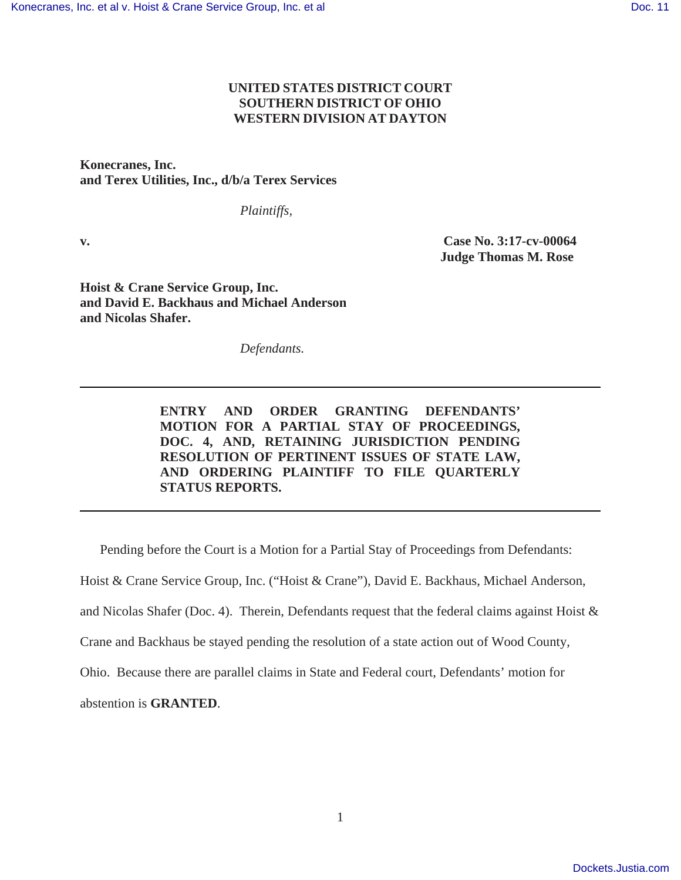**UNITED STATES DISTRICT COURT**
**SOUTHERN DISTRICT OF OHIO**
**WESTERN DIVISION AT DAYTON**

**Konecranes, Inc.**
**and Terex Utilities, Inc., d/b/a Terex Services**

*Plaintiffs,*

**v.** **Case No. 3:17-cv-00064**
**Judge Thomas M. Rose**

**Hoist & Crane Service Group, Inc.**
**and David E. Backhaus and Michael Anderson**
**and Nicolas Shafer.**

*Defendants.*

---

**ENTRY AND ORDER GRANTING DEFENDANTS' MOTION FOR A PARTIAL STAY OF PROCEEDINGS, DOC. 4, AND, RETAINING JURISDICTION PENDING RESOLUTION OF PERTINENT ISSUES OF STATE LAW, AND ORDERING PLAINTIFF TO FILE QUARTERLY STATUS REPORTS.**

---

Pending before the Court is a Motion for a Partial Stay of Proceedings from Defendants: Hoist & Crane Service Group, Inc. ("Hoist & Crane"), David E. Backhaus, Michael Anderson, and Nicolas Shafer (Doc. 4). Therein, Defendants request that the federal claims against Hoist & Crane and Backhaus be stayed pending the resolution of a state action out of Wood County, Ohio. Because there are parallel claims in State and Federal court, Defendants' motion for abstention is **GRANTED**.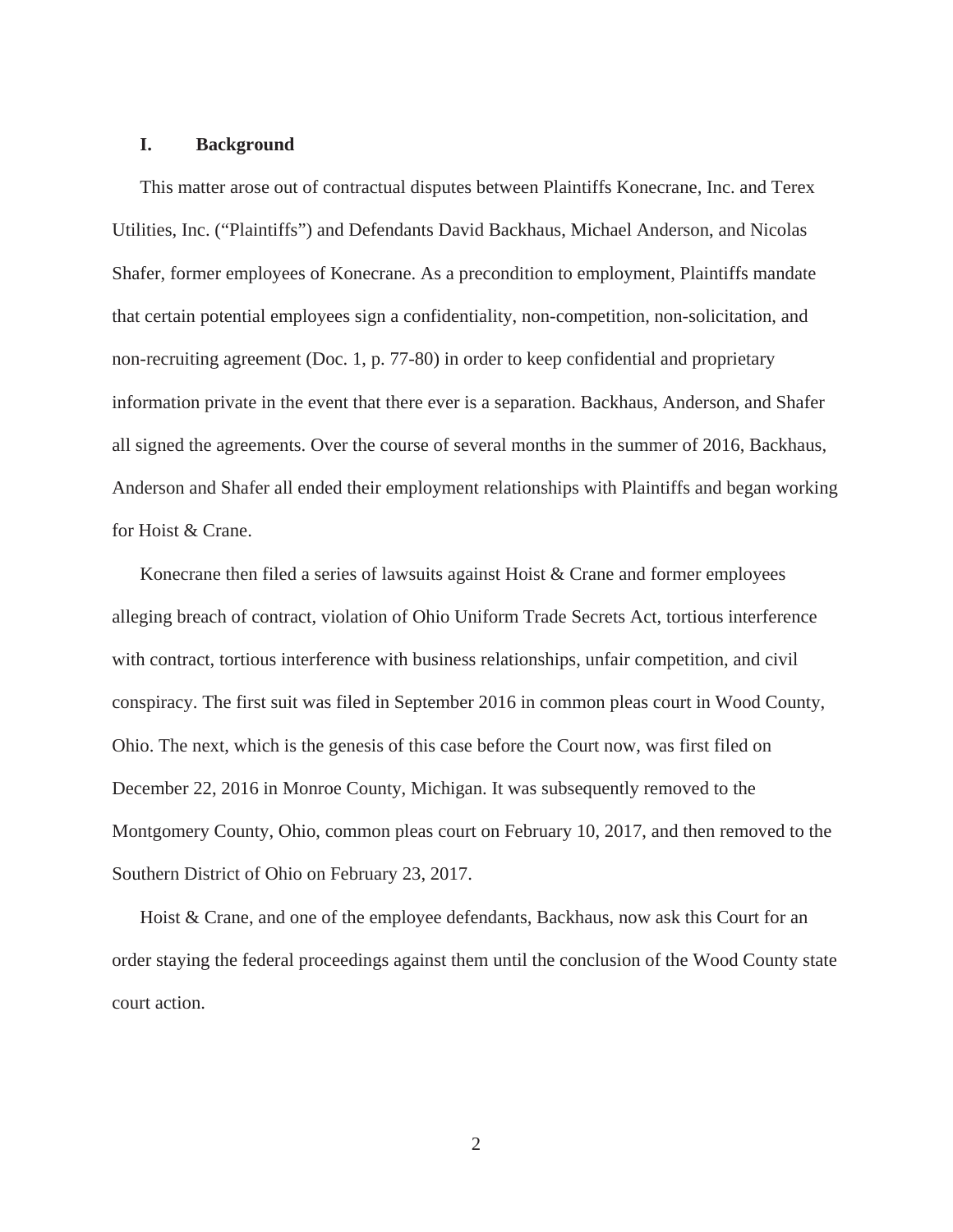## I. Background

This matter arose out of contractual disputes between Plaintiffs Konecrane, Inc. and Terex Utilities, Inc. ("Plaintiffs") and Defendants David Backhaus, Michael Anderson, and Nicolas Shafer, former employees of Konecrane. As a precondition to employment, Plaintiffs mandate that certain potential employees sign a confidentiality, non-competition, non-solicitation, and non-recruiting agreement (Doc. 1, p. 77-80) in order to keep confidential and proprietary information private in the event that there ever is a separation. Backhaus, Anderson, and Shafer all signed the agreements. Over the course of several months in the summer of 2016, Backhaus, Anderson and Shafer all ended their employment relationships with Plaintiffs and began working for Hoist & Crane.

Konecrane then filed a series of lawsuits against Hoist & Crane and former employees alleging breach of contract, violation of Ohio Uniform Trade Secrets Act, tortious interference with contract, tortious interference with business relationships, unfair competition, and civil conspiracy. The first suit was filed in September 2016 in common pleas court in Wood County, Ohio. The next, which is the genesis of this case before the Court now, was first filed on December 22, 2016 in Monroe County, Michigan. It was subsequently removed to the Montgomery County, Ohio, common pleas court on February 10, 2017, and then removed to the Southern District of Ohio on February 23, 2017.

Hoist & Crane, and one of the employee defendants, Backhaus, now ask this Court for an order staying the federal proceedings against them until the conclusion of the Wood County state court action.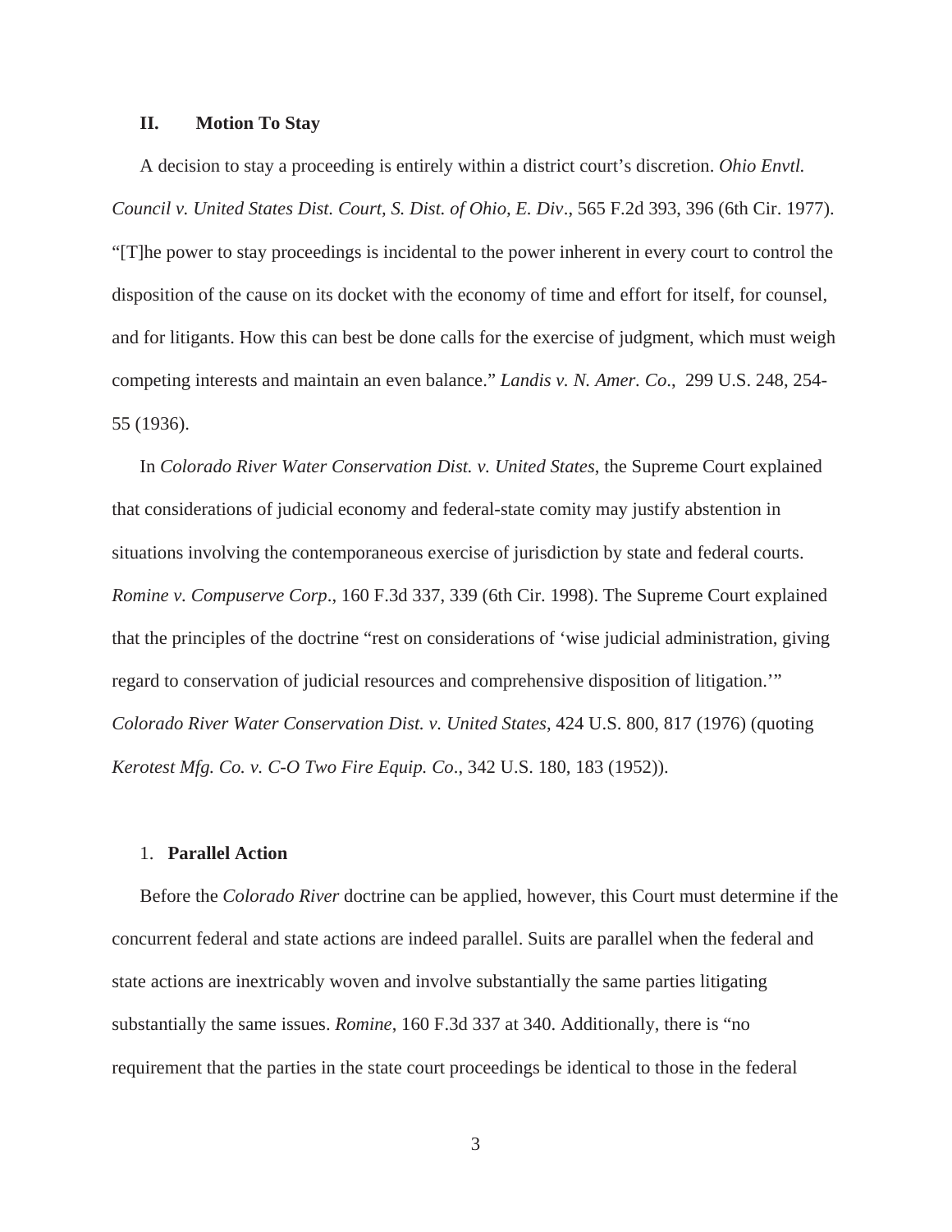## II. Motion To Stay

A decision to stay a proceeding is entirely within a district court's discretion. *Ohio Envtl. Council v. United States Dist. Court, S. Dist. of Ohio, E. Div*., 565 F.2d 393, 396 (6th Cir. 1977). "[T]he power to stay proceedings is incidental to the power inherent in every court to control the disposition of the cause on its docket with the economy of time and effort for itself, for counsel, and for litigants. How this can best be done calls for the exercise of judgment, which must weigh competing interests and maintain an even balance." *Landis v. N. Amer. Co*., 299 U.S. 248, 254-55 (1936).

In *Colorado River Water Conservation Dist. v. United States*, the Supreme Court explained that considerations of judicial economy and federal-state comity may justify abstention in situations involving the contemporaneous exercise of jurisdiction by state and federal courts. *Romine v. Compuserve Corp*., 160 F.3d 337, 339 (6th Cir. 1998). The Supreme Court explained that the principles of the doctrine "rest on considerations of 'wise judicial administration, giving regard to conservation of judicial resources and comprehensive disposition of litigation.'" *Colorado River Water Conservation Dist. v. United States*, 424 U.S. 800, 817 (1976) (quoting *Kerotest Mfg. Co. v. C-O Two Fire Equip. Co*., 342 U.S. 180, 183 (1952)).

### 1. Parallel Action

Before the *Colorado River* doctrine can be applied, however, this Court must determine if the concurrent federal and state actions are indeed parallel. Suits are parallel when the federal and state actions are inextricably woven and involve substantially the same parties litigating substantially the same issues. *Romine*, 160 F.3d 337 at 340. Additionally, there is "no requirement that the parties in the state court proceedings be identical to those in the federal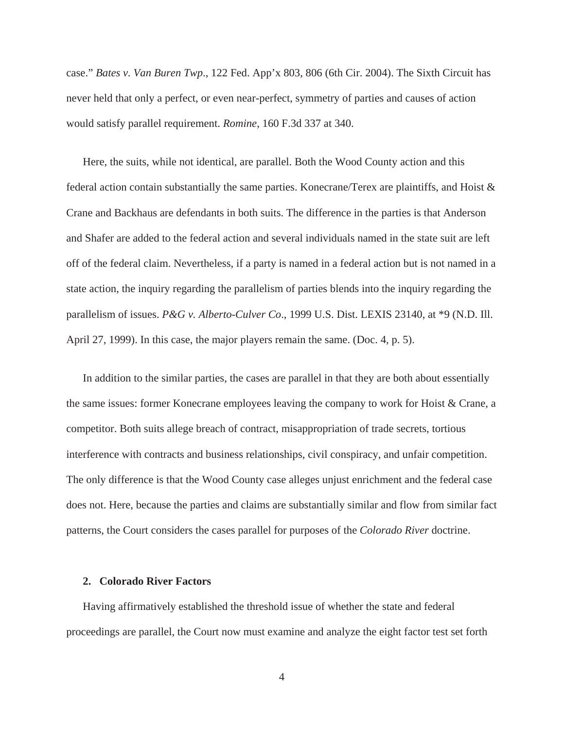case." *Bates v. Van Buren Twp*., 122 Fed. App'x 803, 806 (6th Cir. 2004). The Sixth Circuit has never held that only a perfect, or even near-perfect, symmetry of parties and causes of action would satisfy parallel requirement. *Romine*, 160 F.3d 337 at 340.

Here, the suits, while not identical, are parallel. Both the Wood County action and this federal action contain substantially the same parties. Konecrane/Terex are plaintiffs, and Hoist & Crane and Backhaus are defendants in both suits. The difference in the parties is that Anderson and Shafer are added to the federal action and several individuals named in the state suit are left off of the federal claim. Nevertheless, if a party is named in a federal action but is not named in a state action, the inquiry regarding the parallelism of parties blends into the inquiry regarding the parallelism of issues. *P&G v. Alberto-Culver Co*., 1999 U.S. Dist. LEXIS 23140, at *9 (N.D. Ill. April 27, 1999). In this case, the major players remain the same. (Doc. 4, p. 5).

In addition to the similar parties, the cases are parallel in that they are both about essentially the same issues: former Konecrane employees leaving the company to work for Hoist & Crane, a competitor. Both suits allege breach of contract, misappropriation of trade secrets, tortious interference with contracts and business relationships, civil conspiracy, and unfair competition. The only difference is that the Wood County case alleges unjust enrichment and the federal case does not. Here, because the parties and claims are substantially similar and flow from similar fact patterns, the Court considers the cases parallel for purposes of the *Colorado River* doctrine.

**2. Colorado River Factors**

Having affirmatively established the threshold issue of whether the state and federal proceedings are parallel, the Court now must examine and analyze the eight factor test set forth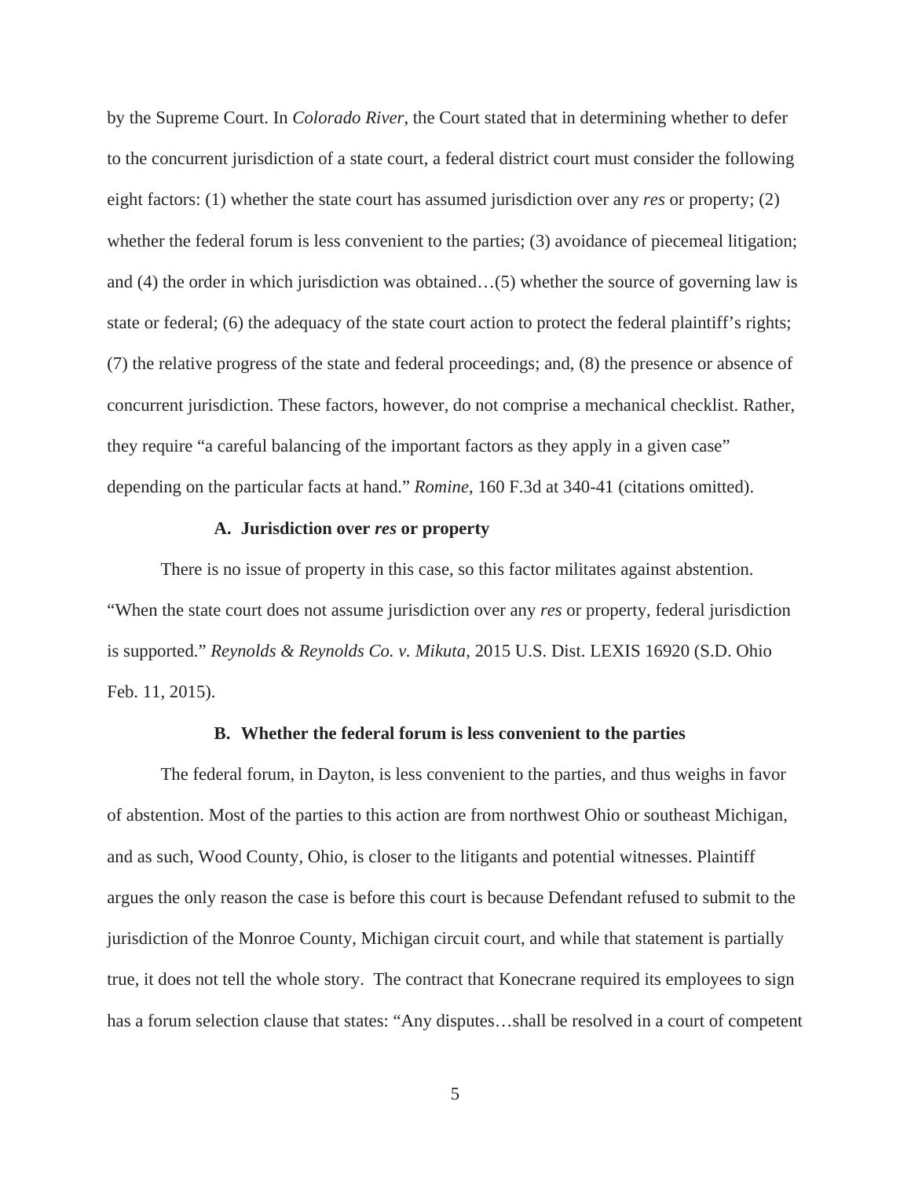by the Supreme Court. In *Colorado River*, the Court stated that in determining whether to defer to the concurrent jurisdiction of a state court, a federal district court must consider the following eight factors: (1) whether the state court has assumed jurisdiction over any *res* or property; (2) whether the federal forum is less convenient to the parties; (3) avoidance of piecemeal litigation; and (4) the order in which jurisdiction was obtained…(5) whether the source of governing law is state or federal; (6) the adequacy of the state court action to protect the federal plaintiff's rights; (7) the relative progress of the state and federal proceedings; and, (8) the presence or absence of concurrent jurisdiction. These factors, however, do not comprise a mechanical checklist. Rather, they require "a careful balancing of the important factors as they apply in a given case" depending on the particular facts at hand." *Romine*, 160 F.3d at 340-41 (citations omitted).

### A. Jurisdiction over *res* or property

There is no issue of property in this case, so this factor militates against abstention. "When the state court does not assume jurisdiction over any *res* or property, federal jurisdiction is supported." *Reynolds & Reynolds Co. v. Mikuta*, 2015 U.S. Dist. LEXIS 16920 (S.D. Ohio Feb. 11, 2015).

### B. Whether the federal forum is less convenient to the parties

The federal forum, in Dayton, is less convenient to the parties, and thus weighs in favor of abstention. Most of the parties to this action are from northwest Ohio or southeast Michigan, and as such, Wood County, Ohio, is closer to the litigants and potential witnesses. Plaintiff argues the only reason the case is before this court is because Defendant refused to submit to the jurisdiction of the Monroe County, Michigan circuit court, and while that statement is partially true, it does not tell the whole story. The contract that Konecrane required its employees to sign has a forum selection clause that states: "Any disputes…shall be resolved in a court of competent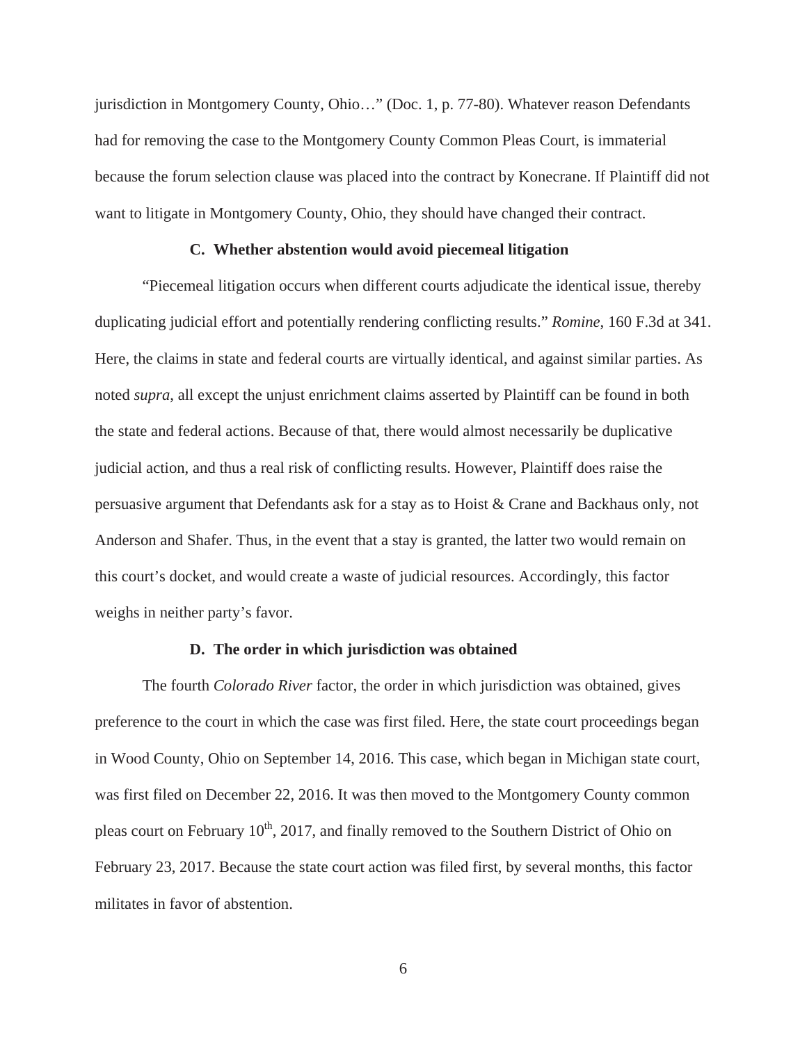jurisdiction in Montgomery County, Ohio…" (Doc. 1, p. 77-80). Whatever reason Defendants had for removing the case to the Montgomery County Common Pleas Court, is immaterial because the forum selection clause was placed into the contract by Konecrane. If Plaintiff did not want to litigate in Montgomery County, Ohio, they should have changed their contract.

**C. Whether abstention would avoid piecemeal litigation**

"Piecemeal litigation occurs when different courts adjudicate the identical issue, thereby duplicating judicial effort and potentially rendering conflicting results." *Romine*, 160 F.3d at 341. Here, the claims in state and federal courts are virtually identical, and against similar parties. As noted *supra*, all except the unjust enrichment claims asserted by Plaintiff can be found in both the state and federal actions. Because of that, there would almost necessarily be duplicative judicial action, and thus a real risk of conflicting results. However, Plaintiff does raise the persuasive argument that Defendants ask for a stay as to Hoist & Crane and Backhaus only, not Anderson and Shafer. Thus, in the event that a stay is granted, the latter two would remain on this court's docket, and would create a waste of judicial resources. Accordingly, this factor weighs in neither party's favor.

**D. The order in which jurisdiction was obtained**

The fourth *Colorado River* factor, the order in which jurisdiction was obtained, gives preference to the court in which the case was first filed. Here, the state court proceedings began in Wood County, Ohio on September 14, 2016. This case, which began in Michigan state court, was first filed on December 22, 2016. It was then moved to the Montgomery County common pleas court on February 10th, 2017, and finally removed to the Southern District of Ohio on February 23, 2017. Because the state court action was filed first, by several months, this factor militates in favor of abstention.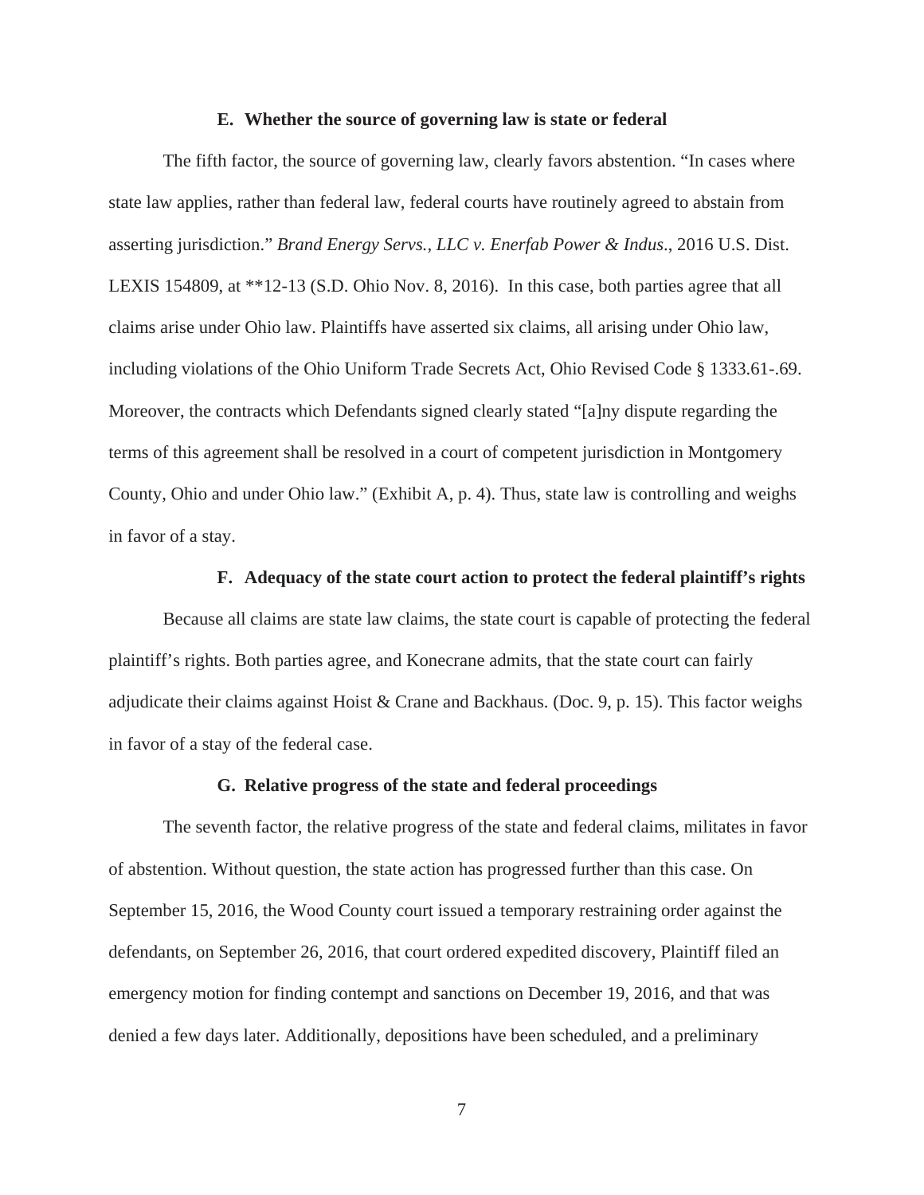### E. Whether the source of governing law is state or federal

The fifth factor, the source of governing law, clearly favors abstention. "In cases where state law applies, rather than federal law, federal courts have routinely agreed to abstain from asserting jurisdiction." *Brand Energy Servs., LLC v. Enerfab Power & Indus*., 2016 U.S. Dist. LEXIS 154809, at **12-13 (S.D. Ohio Nov. 8, 2016). In this case, both parties agree that all claims arise under Ohio law. Plaintiffs have asserted six claims, all arising under Ohio law, including violations of the Ohio Uniform Trade Secrets Act, Ohio Revised Code § 1333.61-.69. Moreover, the contracts which Defendants signed clearly stated "[a]ny dispute regarding the terms of this agreement shall be resolved in a court of competent jurisdiction in Montgomery County, Ohio and under Ohio law." (Exhibit A, p. 4). Thus, state law is controlling and weighs in favor of a stay.

### F. Adequacy of the state court action to protect the federal plaintiff's rights

Because all claims are state law claims, the state court is capable of protecting the federal plaintiff's rights. Both parties agree, and Konecrane admits, that the state court can fairly adjudicate their claims against Hoist & Crane and Backhaus. (Doc. 9, p. 15). This factor weighs in favor of a stay of the federal case.

### G. Relative progress of the state and federal proceedings

The seventh factor, the relative progress of the state and federal claims, militates in favor of abstention. Without question, the state action has progressed further than this case. On September 15, 2016, the Wood County court issued a temporary restraining order against the defendants, on September 26, 2016, that court ordered expedited discovery, Plaintiff filed an emergency motion for finding contempt and sanctions on December 19, 2016, and that was denied a few days later. Additionally, depositions have been scheduled, and a preliminary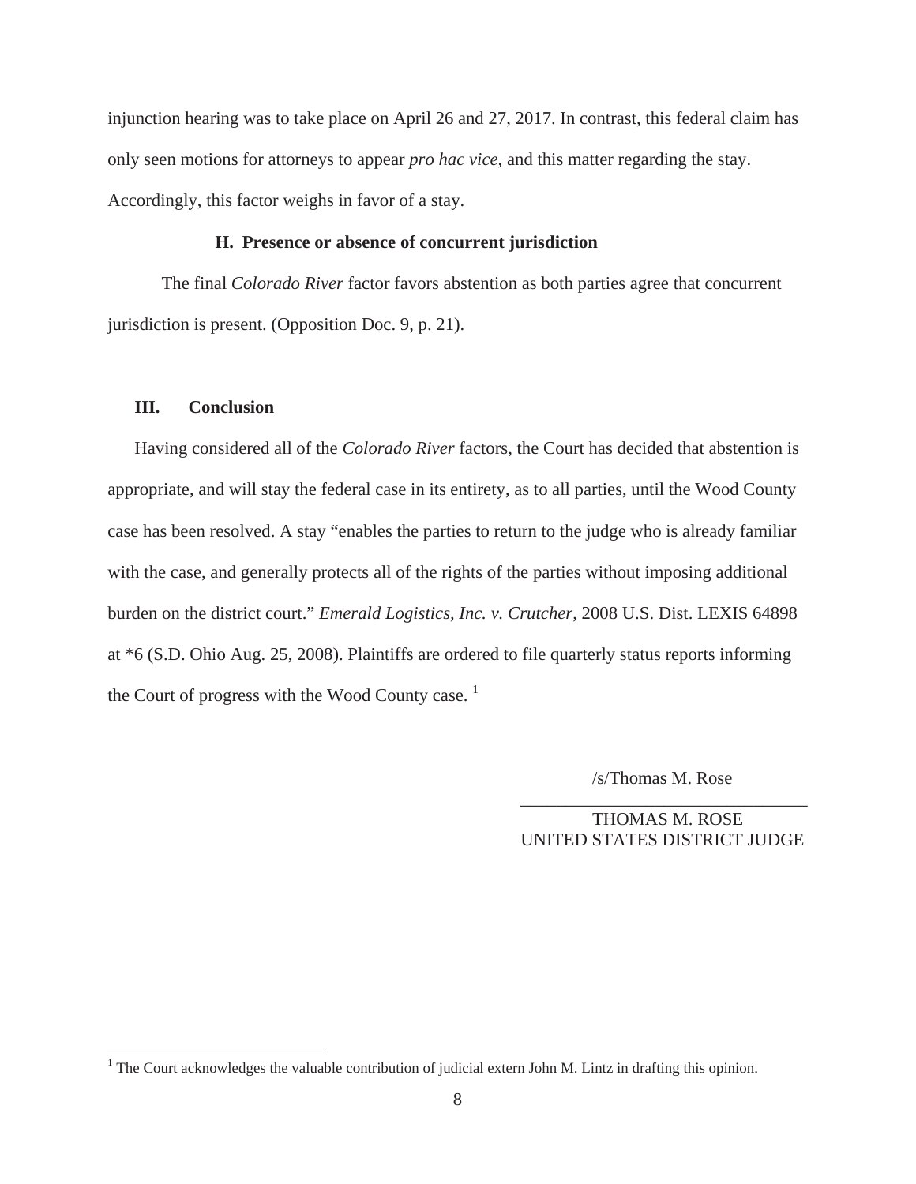injunction hearing was to take place on April 26 and 27, 2017. In contrast, this federal claim has only seen motions for attorneys to appear *pro hac vice*, and this matter regarding the stay. Accordingly, this factor weighs in favor of a stay.

### H. Presence or absence of concurrent jurisdiction

The final *Colorado River* factor favors abstention as both parties agree that concurrent jurisdiction is present. (Opposition Doc. 9, p. 21).

## III. Conclusion

Having considered all of the *Colorado River* factors, the Court has decided that abstention is appropriate, and will stay the federal case in its entirety, as to all parties, until the Wood County case has been resolved. A stay "enables the parties to return to the judge who is already familiar with the case, and generally protects all of the rights of the parties without imposing additional burden on the district court." *Emerald Logistics, Inc. v. Crutcher*, 2008 U.S. Dist. LEXIS 64898 at *6 (S.D. Ohio Aug. 25, 2008). Plaintiffs are ordered to file quarterly status reports informing the Court of progress with the Wood County case. [1]

/s/Thomas M. Rose

THOMAS M. ROSE
UNITED STATES DISTRICT JUDGE

[1] The Court acknowledges the valuable contribution of judicial extern John M. Lintz in drafting this opinion.